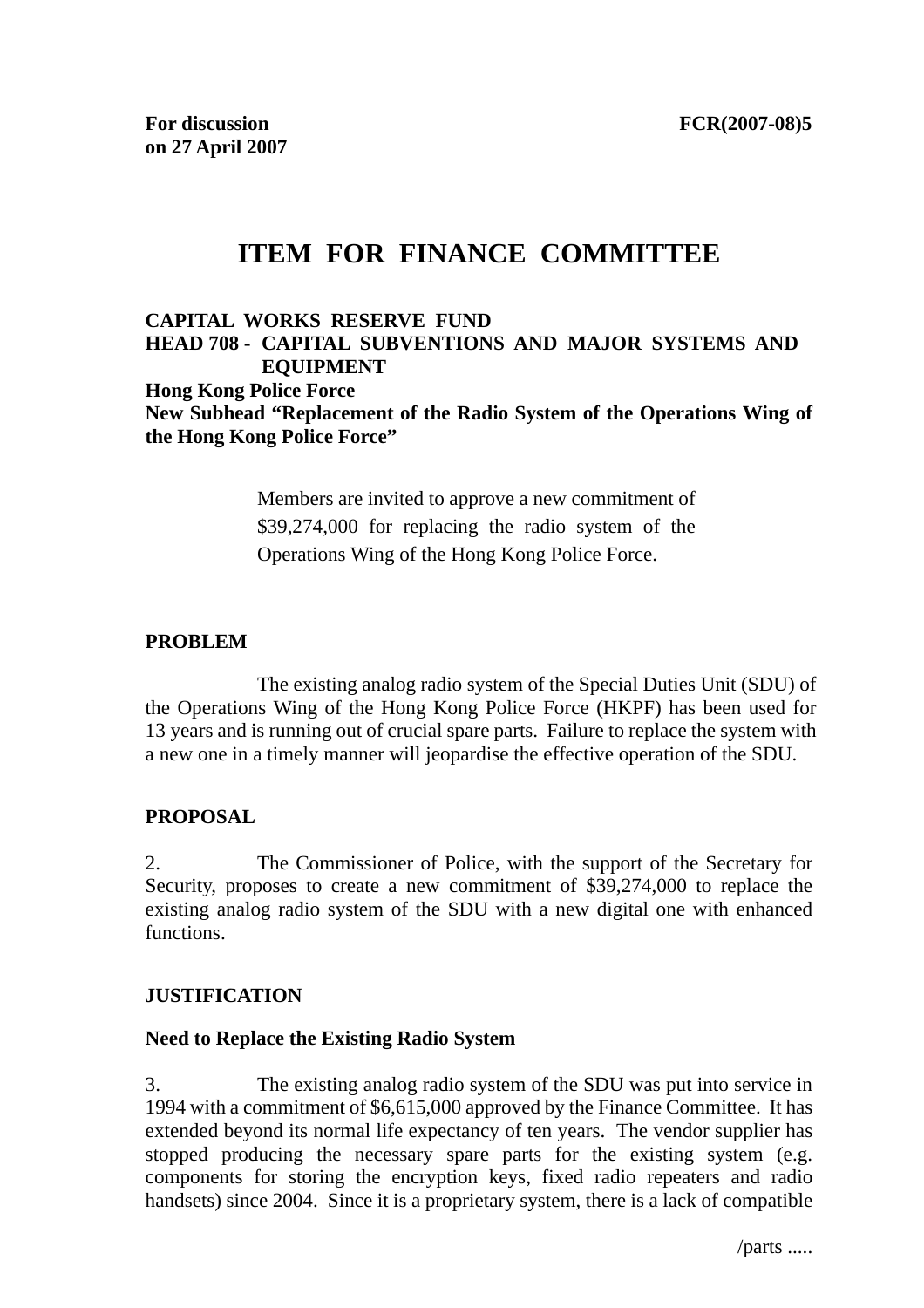**For discussion on 27 April 2007** **FCR(2007-08)5**

# ITEM FOR FINANCE COMMITTEE

**CAPITAL WORKS RESERVE FUND**
**HEAD 708 - CAPITAL SUBVENTIONS AND MAJOR SYSTEMS AND EQUIPMENT**
**Hong Kong Police Force**
**New Subhead "Replacement of the Radio System of the Operations Wing of the Hong Kong Police Force"**

> Members are invited to approve a new commitment of \$39,274,000 for replacing the radio system of the Operations Wing of the Hong Kong Police Force.

## PROBLEM

The existing analog radio system of the Special Duties Unit (SDU) of the Operations Wing of the Hong Kong Police Force (HKPF) has been used for 13 years and is running out of crucial spare parts. Failure to replace the system with a new one in a timely manner will jeopardise the effective operation of the SDU.

## PROPOSAL

2. The Commissioner of Police, with the support of the Secretary for Security, proposes to create a new commitment of \$39,274,000 to replace the existing analog radio system of the SDU with a new digital one with enhanced functions.

## JUSTIFICATION

### Need to Replace the Existing Radio System

3. The existing analog radio system of the SDU was put into service in 1994 with a commitment of \$6,615,000 approved by the Finance Committee. It has extended beyond its normal life expectancy of ten years. The vendor supplier has stopped producing the necessary spare parts for the existing system (e.g. components for storing the encryption keys, fixed radio repeaters and radio handsets) since 2004. Since it is a proprietary system, there is a lack of compatible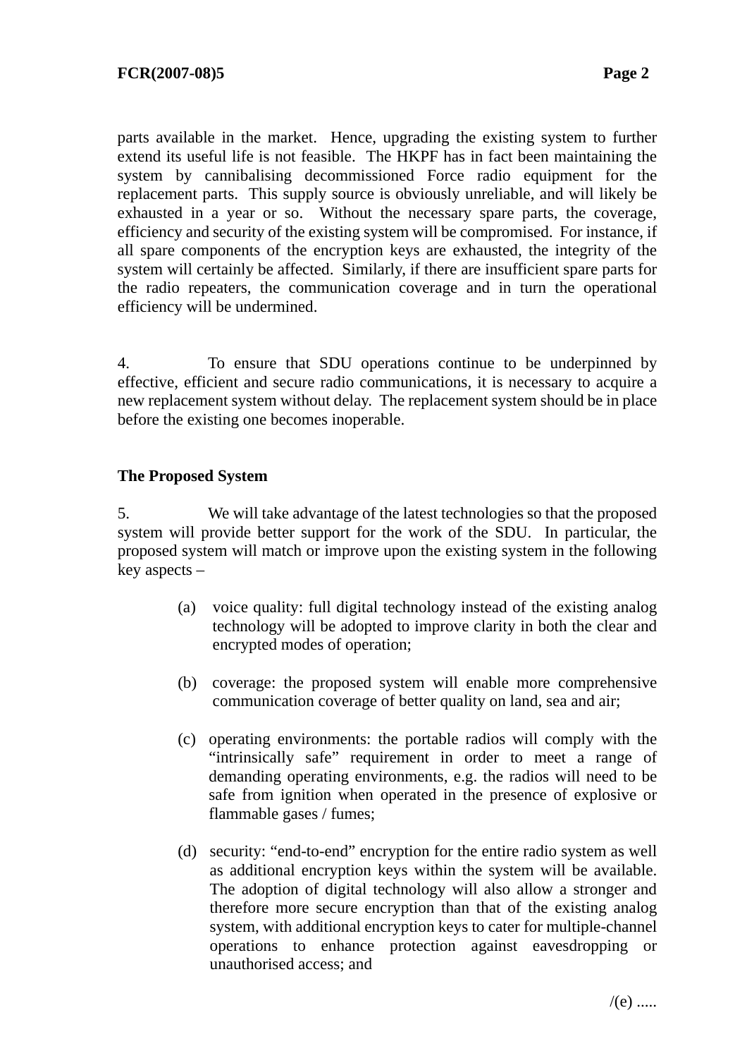parts available in the market. Hence, upgrading the existing system to further extend its useful life is not feasible. The HKPF has in fact been maintaining the system by cannibalising decommissioned Force radio equipment for the replacement parts. This supply source is obviously unreliable, and will likely be exhausted in a year or so. Without the necessary spare parts, the coverage, efficiency and security of the existing system will be compromised. For instance, if all spare components of the encryption keys are exhausted, the integrity of the system will certainly be affected. Similarly, if there are insufficient spare parts for the radio repeaters, the communication coverage and in turn the operational efficiency will be undermined.

4. To ensure that SDU operations continue to be underpinned by effective, efficient and secure radio communications, it is necessary to acquire a new replacement system without delay. The replacement system should be in place before the existing one becomes inoperable.

**The Proposed System**

5. We will take advantage of the latest technologies so that the proposed system will provide better support for the work of the SDU. In particular, the proposed system will match or improve upon the existing system in the following key aspects –

(a) voice quality: full digital technology instead of the existing analog technology will be adopted to improve clarity in both the clear and encrypted modes of operation;

(b) coverage: the proposed system will enable more comprehensive communication coverage of better quality on land, sea and air;

(c) operating environments: the portable radios will comply with the "intrinsically safe" requirement in order to meet a range of demanding operating environments, e.g. the radios will need to be safe from ignition when operated in the presence of explosive or flammable gases / fumes;

(d) security: "end-to-end" encryption for the entire radio system as well as additional encryption keys within the system will be available. The adoption of digital technology will also allow a stronger and therefore more secure encryption than that of the existing analog system, with additional encryption keys to cater for multiple-channel operations to enhance protection against eavesdropping or unauthorised access; and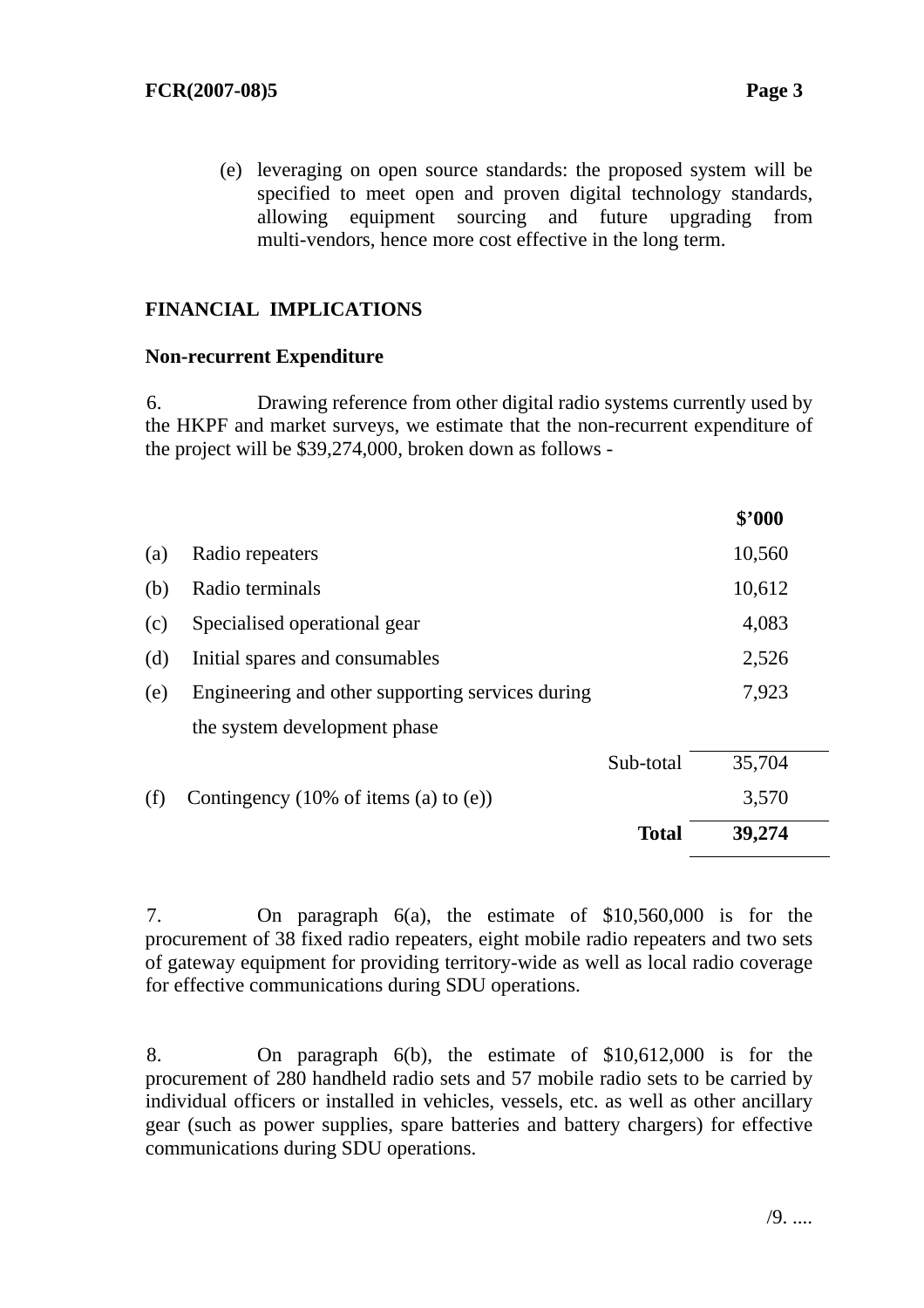(e) leveraging on open source standards: the proposed system will be specified to meet open and proven digital technology standards, allowing equipment sourcing and future upgrading from multi-vendors, hence more cost effective in the long term.

## FINANCIAL IMPLICATIONS

### Non-recurrent Expenditure

6. Drawing reference from other digital radio systems currently used by the HKPF and market surveys, we estimate that the non-recurrent expenditure of the project will be $39,274,000, broken down as follows -

| | | | **$'000** |
|---|---|---|---|
| (a) | Radio repeaters | | 10,560 |
| (b) | Radio terminals | | 10,612 |
| (c) | Specialised operational gear | | 4,083 |
| (d) | Initial spares and consumables | | 2,526 |
| (e) | Engineering and other supporting services during the system development phase | | 7,923 |
| | | Sub-total | 35,704 |
| (f) | Contingency (10% of items (a) to (e)) | | 3,570 |
| | | **Total** | **39,274** |

7. On paragraph 6(a), the estimate of $10,560,000 is for the procurement of 38 fixed radio repeaters, eight mobile radio repeaters and two sets of gateway equipment for providing territory-wide as well as local radio coverage for effective communications during SDU operations.

8. On paragraph 6(b), the estimate of $10,612,000 is for the procurement of 280 handheld radio sets and 57 mobile radio sets to be carried by individual officers or installed in vehicles, vessels, etc. as well as other ancillary gear (such as power supplies, spare batteries and battery chargers) for effective communications during SDU operations.

/9. ....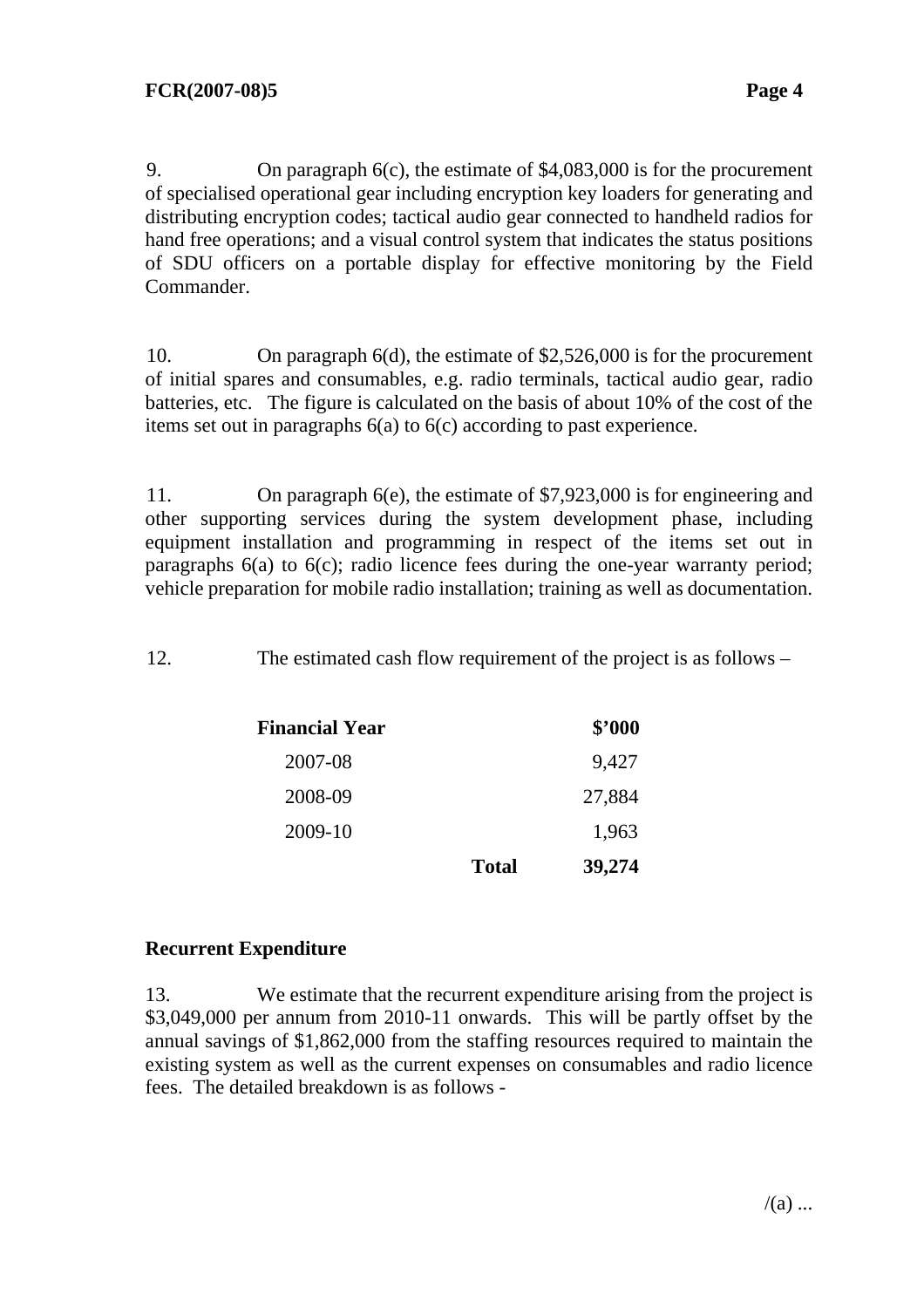9. On paragraph 6(c), the estimate of $4,083,000 is for the procurement of specialised operational gear including encryption key loaders for generating and distributing encryption codes; tactical audio gear connected to handheld radios for hand free operations; and a visual control system that indicates the status positions of SDU officers on a portable display for effective monitoring by the Field Commander.

10. On paragraph 6(d), the estimate of $2,526,000 is for the procurement of initial spares and consumables, e.g. radio terminals, tactical audio gear, radio batteries, etc. The figure is calculated on the basis of about 10% of the cost of the items set out in paragraphs 6(a) to 6(c) according to past experience.

11. On paragraph 6(e), the estimate of $7,923,000 is for engineering and other supporting services during the system development phase, including equipment installation and programming in respect of the items set out in paragraphs 6(a) to 6(c); radio licence fees during the one-year warranty period; vehicle preparation for mobile radio installation; training as well as documentation.

12. The estimated cash flow requirement of the project is as follows –

| **Financial Year** | | **$'000** |
|---|---|---|
| 2007-08 | | 9,427 |
| 2008-09 | | 27,884 |
| 2009-10 | | 1,963 |
| | **Total** | **39,274** |

**Recurrent Expenditure**

13. We estimate that the recurrent expenditure arising from the project is $3,049,000 per annum from 2010-11 onwards. This will be partly offset by the annual savings of $1,862,000 from the staffing resources required to maintain the existing system as well as the current expenses on consumables and radio licence fees. The detailed breakdown is as follows -

/(a) ...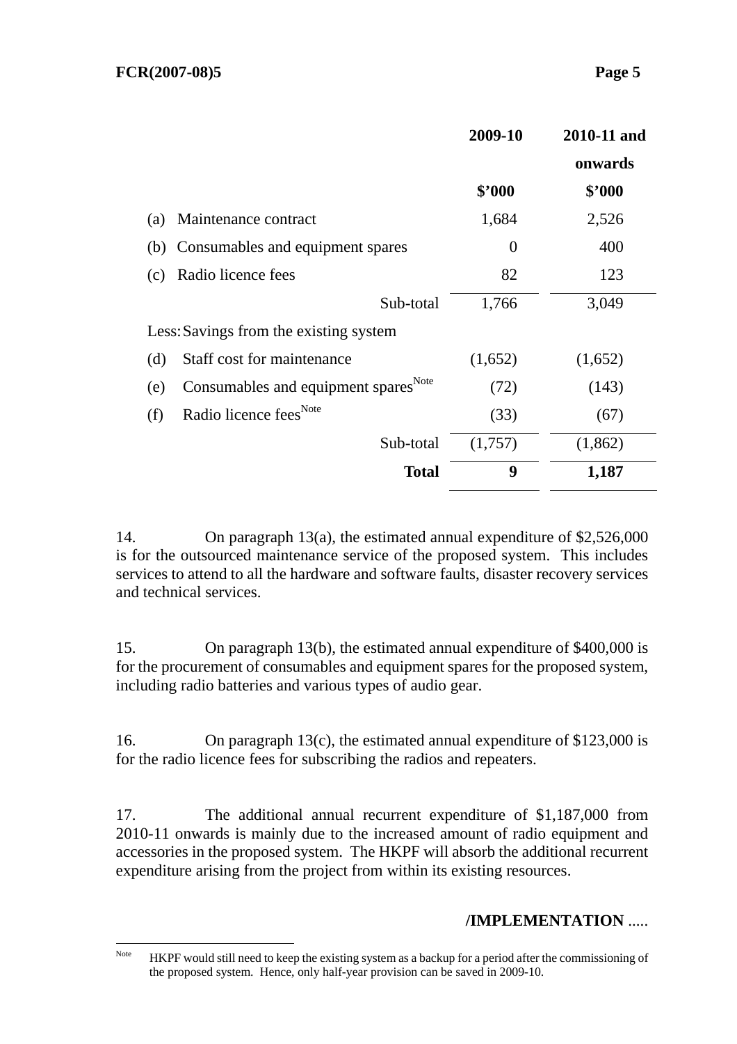| | 2009-10 | 2010-11 and onwards |
|---|---|---|
| | $'000 | $'000 |
| (a) Maintenance contract | 1,684 | 2,526 |
| (b) Consumables and equipment spares | 0 | 400 |
| (c) Radio licence fees | 82 | 123 |
| Sub-total | 1,766 | 3,049 |
| Less: Savings from the existing system | | |
| (d) Staff cost for maintenance | (1,652) | (1,652) |
| (e) Consumables and equipment spares[Note] | (72) | (143) |
| (f) Radio licence fees[Note] | (33) | (67) |
| Sub-total | (1,757) | (1,862) |
| **Total** | **9** | **1,187** |

14. On paragraph 13(a), the estimated annual expenditure of $2,526,000 is for the outsourced maintenance service of the proposed system. This includes services to attend to all the hardware and software faults, disaster recovery services and technical services.

15. On paragraph 13(b), the estimated annual expenditure of $400,000 is for the procurement of consumables and equipment spares for the proposed system, including radio batteries and various types of audio gear.

16. On paragraph 13(c), the estimated annual expenditure of $123,000 is for the radio licence fees for subscribing the radios and repeaters.

17. The additional annual recurrent expenditure of $1,187,000 from 2010-11 onwards is mainly due to the increased amount of radio equipment and accessories in the proposed system. The HKPF will absorb the additional recurrent expenditure arising from the project from within its existing resources.

**/IMPLEMENTATION** .....

---

Note: HKPF would still need to keep the existing system as a backup for a period after the commissioning of the proposed system. Hence, only half-year provision can be saved in 2009-10.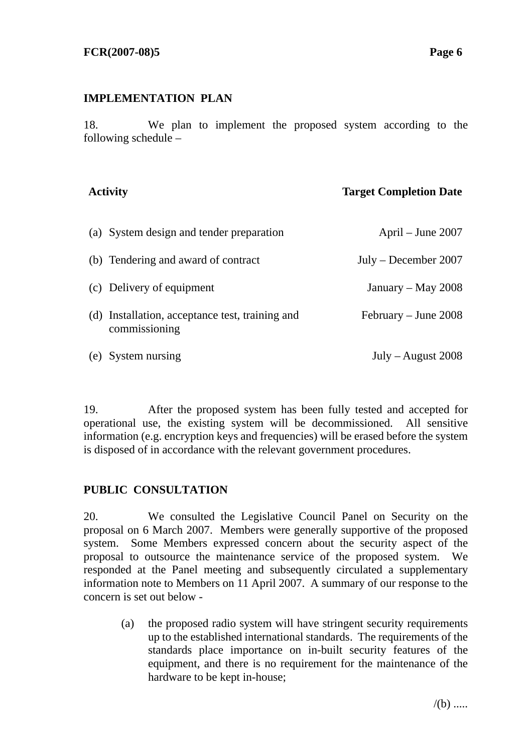## IMPLEMENTATION PLAN

18. We plan to implement the proposed system according to the following schedule –

| Activity | Target Completion Date |
|---|---|
| (a) System design and tender preparation | April – June 2007 |
| (b) Tendering and award of contract | July – December 2007 |
| (c) Delivery of equipment | January – May 2008 |
| (d) Installation, acceptance test, training and commissioning | February – June 2008 |
| (e) System nursing | July – August 2008 |

19. After the proposed system has been fully tested and accepted for operational use, the existing system will be decommissioned. All sensitive information (e.g. encryption keys and frequencies) will be erased before the system is disposed of in accordance with the relevant government procedures.

## PUBLIC CONSULTATION

20. We consulted the Legislative Council Panel on Security on the proposal on 6 March 2007. Members were generally supportive of the proposed system. Some Members expressed concern about the security aspect of the proposal to outsource the maintenance service of the proposed system. We responded at the Panel meeting and subsequently circulated a supplementary information note to Members on 11 April 2007. A summary of our response to the concern is set out below -

(a) the proposed radio system will have stringent security requirements up to the established international standards. The requirements of the standards place importance on in-built security features of the equipment, and there is no requirement for the maintenance of the hardware to be kept in-house;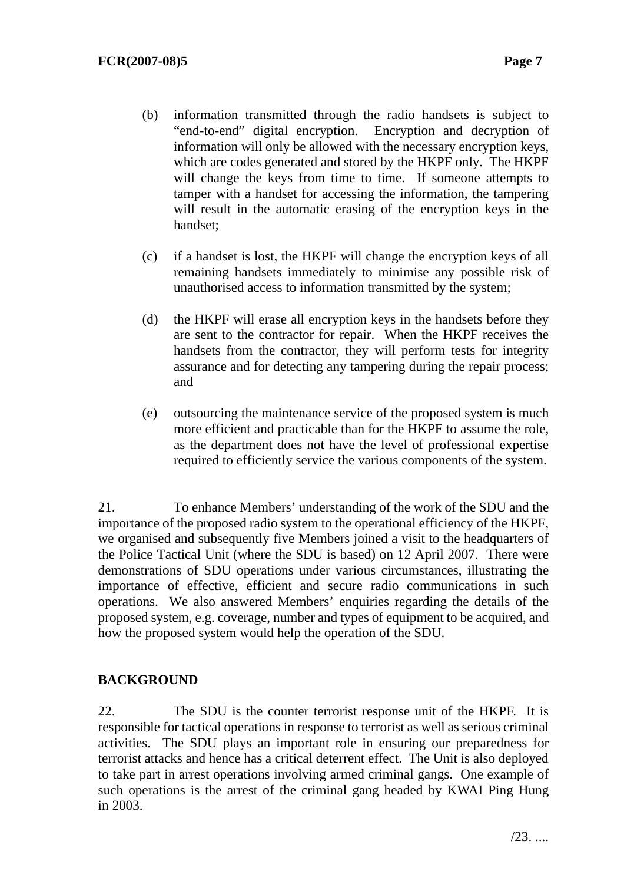(b) information transmitted through the radio handsets is subject to "end-to-end" digital encryption. Encryption and decryption of information will only be allowed with the necessary encryption keys, which are codes generated and stored by the HKPF only. The HKPF will change the keys from time to time. If someone attempts to tamper with a handset for accessing the information, the tampering will result in the automatic erasing of the encryption keys in the handset;

(c) if a handset is lost, the HKPF will change the encryption keys of all remaining handsets immediately to minimise any possible risk of unauthorised access to information transmitted by the system;

(d) the HKPF will erase all encryption keys in the handsets before they are sent to the contractor for repair. When the HKPF receives the handsets from the contractor, they will perform tests for integrity assurance and for detecting any tampering during the repair process; and

(e) outsourcing the maintenance service of the proposed system is much more efficient and practicable than for the HKPF to assume the role, as the department does not have the level of professional expertise required to efficiently service the various components of the system.

21. To enhance Members' understanding of the work of the SDU and the importance of the proposed radio system to the operational efficiency of the HKPF, we organised and subsequently five Members joined a visit to the headquarters of the Police Tactical Unit (where the SDU is based) on 12 April 2007. There were demonstrations of SDU operations under various circumstances, illustrating the importance of effective, efficient and secure radio communications in such operations. We also answered Members' enquiries regarding the details of the proposed system, e.g. coverage, number and types of equipment to be acquired, and how the proposed system would help the operation of the SDU.

## BACKGROUND

22. The SDU is the counter terrorist response unit of the HKPF. It is responsible for tactical operations in response to terrorist as well as serious criminal activities. The SDU plays an important role in ensuring our preparedness for terrorist attacks and hence has a critical deterrent effect. The Unit is also deployed to take part in arrest operations involving armed criminal gangs. One example of such operations is the arrest of the criminal gang headed by KWAI Ping Hung in 2003.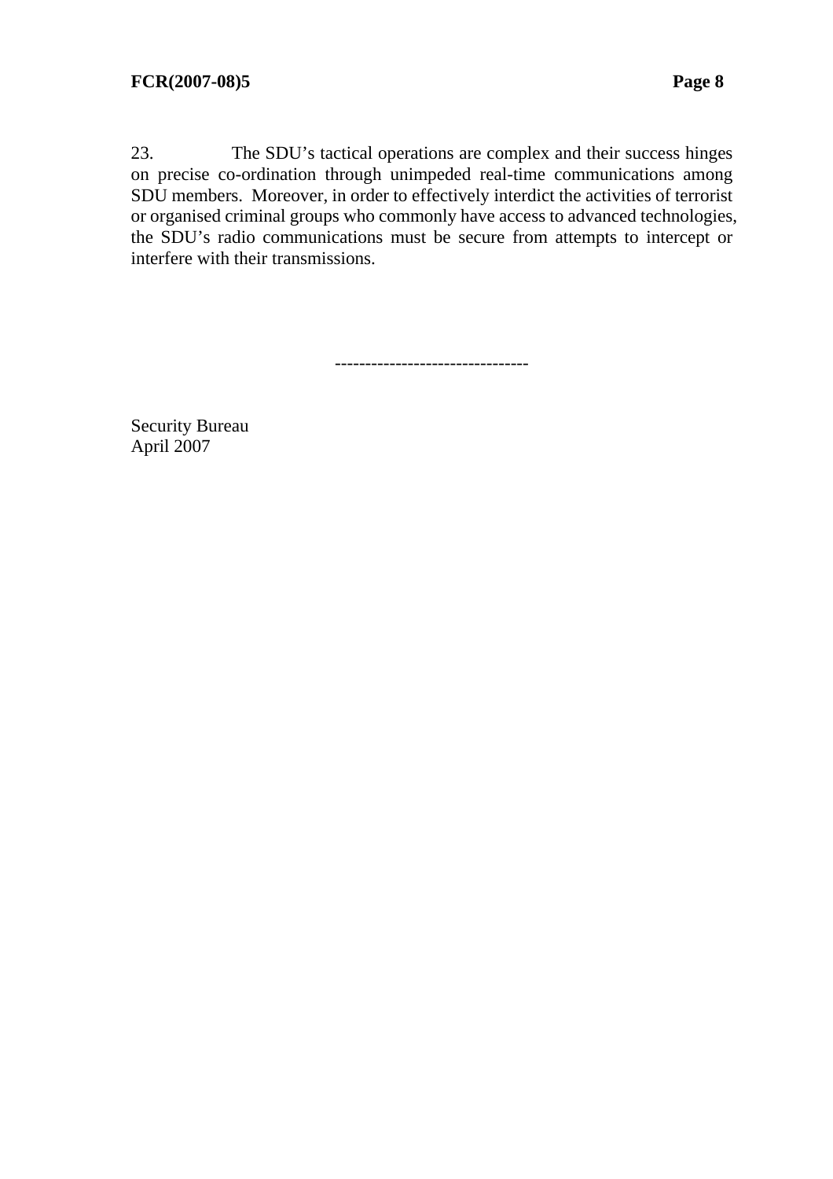23. The SDU's tactical operations are complex and their success hinges on precise co-ordination through unimpeded real-time communications among SDU members. Moreover, in order to effectively interdict the activities of terrorist or organised criminal groups who commonly have access to advanced technologies, the SDU's radio communications must be secure from attempts to intercept or interfere with their transmissions.

--------------------------------

Security Bureau
April 2007